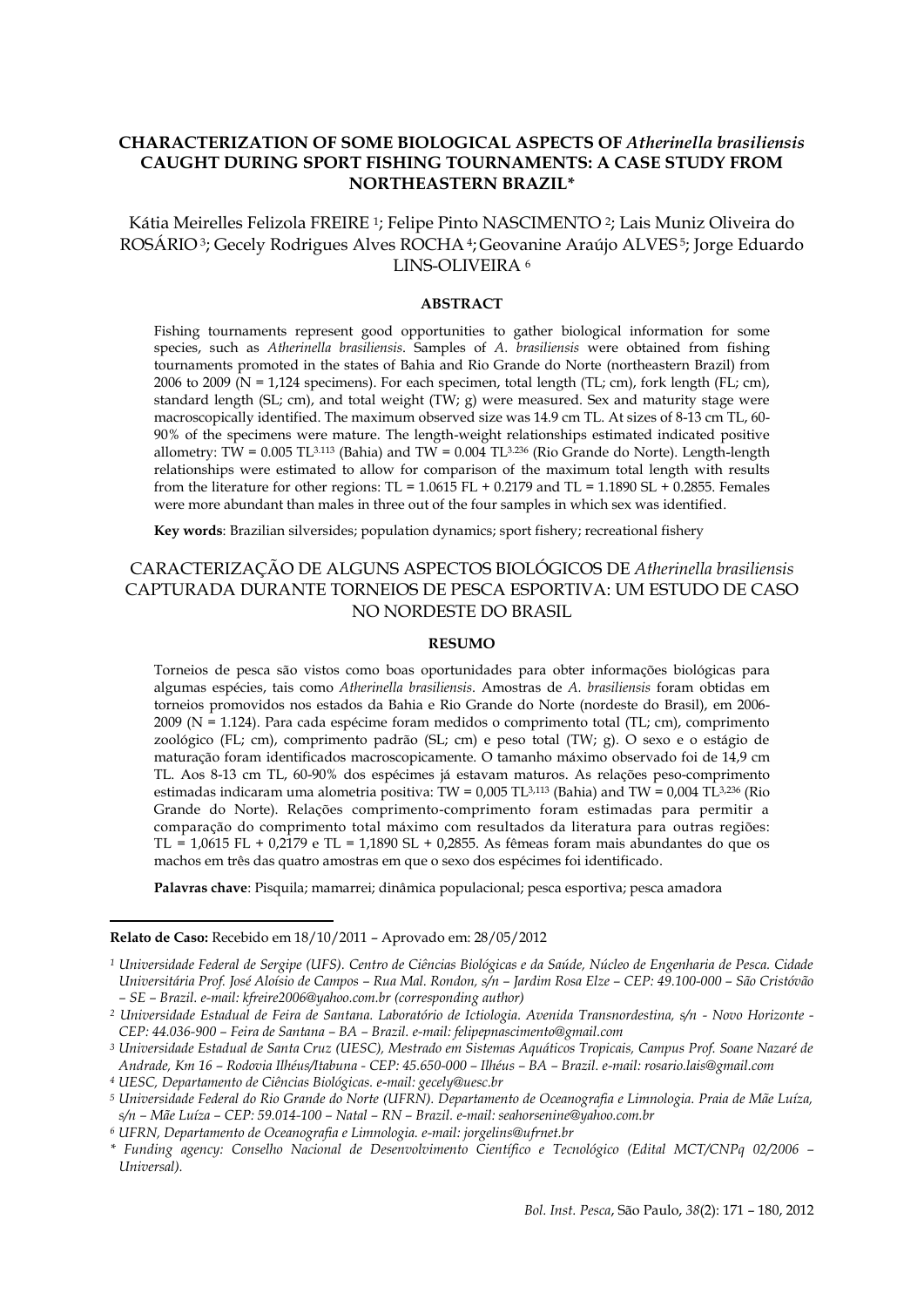# CHARACTERIZATION OF SOME BIOLOGICAL ASPECTS OF *Atherinella brasiliensis* CAUGHT DURING SPORT FISHING TOURNAMENTS: A CASE STUDY FROM NORTHEASTERN BRAZIL*

Kátia Meirelles Felizola FREIRE [1]; Felipe Pinto NASCIMENTO [2]; Lais Muniz Oliveira do ROSÁRIO [3]; Gecely Rodrigues Alves ROCHA [4]; Geovanine Araújo ALVES [5]; Jorge Eduardo LINS-OLIVEIRA [6]

## ABSTRACT

Fishing tournaments represent good opportunities to gather biological information for some species, such as *Atherinella brasiliensis*. Samples of *A. brasiliensis* were obtained from fishing tournaments promoted in the states of Bahia and Rio Grande do Norte (northeastern Brazil) from 2006 to 2009 (N = 1,124 specimens). For each specimen, total length (TL; cm), fork length (FL; cm), standard length (SL; cm), and total weight (TW; g) were measured. Sex and maturity stage were macroscopically identified. The maximum observed size was 14.9 cm TL. At sizes of 8-13 cm TL, 60-90% of the specimens were mature. The length-weight relationships estimated indicated positive allometry: $TW = 0.005\ TL^{3.113}$ (Bahia) and $TW = 0.004\ TL^{3.236}$ (Rio Grande do Norte). Length-length relationships were estimated to allow for comparison of the maximum total length with results from the literature for other regions: $TL = 1.0615\ FL + 0.2179$ and $TL = 1.1890\ SL + 0.2855$. Females were more abundant than males in three out of the four samples in which sex was identified.

**Key words**: Brazilian silversides; population dynamics; sport fishery; recreational fishery

# CARACTERIZAÇÃO DE ALGUNS ASPECTOS BIOLÓGICOS DE *Atherinella brasiliensis* CAPTURADA DURANTE TORNEIOS DE PESCA ESPORTIVA: UM ESTUDO DE CASO NO NORDESTE DO BRASIL

## RESUMO

Torneios de pesca são vistos como boas oportunidades para obter informações biológicas para algumas espécies, tais como *Atherinella brasiliensis*. Amostras de *A. brasiliensis* foram obtidas em torneios promovidos nos estados da Bahia e Rio Grande do Norte (nordeste do Brasil), em 2006-2009 (N = 1.124). Para cada espécime foram medidos o comprimento total (TL; cm), comprimento zoológico (FL; cm), comprimento padrão (SL; cm) e peso total (TW; g). O sexo e o estágio de maturação foram identificados macroscopicamente. O tamanho máximo observado foi de 14,9 cm TL. Aos 8-13 cm TL, 60-90% dos espécimes já estavam maturos. As relações peso-comprimento estimadas indicaram uma alometria positiva: $TW = 0{,}005\ TL^{3{,}113}$ (Bahia) and $TW = 0{,}004\ TL^{3{,}236}$ (Rio Grande do Norte). Relações comprimento-comprimento foram estimadas para permitir a comparação do comprimento total máximo com resultados da literatura para outras regiões: $TL = 1{,}0615\ FL + 0{,}2179$ e $TL = 1{,}1890\ SL + 0{,}2855$. As fêmeas foram mais abundantes do que os machos em três das quatro amostras em que o sexo dos espécimes foi identificado.

**Palavras chave**: Pisquila; mamarrei; dinâmica populacional; pesca esportiva; pesca amadora

---

**Relato de Caso:** Recebido em 18/10/2011 – Aprovado em: 28/05/2012

[1] *Universidade Federal de Sergipe (UFS). Centro de Ciências Biológicas e da Saúde, Núcleo de Engenharia de Pesca. Cidade Universitária Prof. José Aloísio de Campos – Rua Mal. Rondon, s/n – Jardim Rosa Elze – CEP: 49.100-000 – São Cristóvão – SE – Brazil. e-mail: kfreire2006@yahoo.com.br (corresponding author)*

[2] *Universidade Estadual de Feira de Santana. Laboratório de Ictiologia. Avenida Transnordestina, s/n - Novo Horizonte - CEP: 44.036-900 – Feira de Santana – BA – Brazil. e-mail: felipepnascimento@gmail.com*

[3] *Universidade Estadual de Santa Cruz (UESC), Mestrado em Sistemas Aquáticos Tropicais, Campus Prof. Soane Nazaré de Andrade, Km 16 – Rodovia Ilhéus/Itabuna - CEP: 45.650-000 – Ilhéus – BA – Brazil. e-mail: rosario.lais@gmail.com*

[4] *UESC, Departamento de Ciências Biológicas. e-mail: gecely@uesc.br*

[5] *Universidade Federal do Rio Grande do Norte (UFRN). Departamento de Oceanografia e Limnologia. Praia de Mãe Luíza, s/n – Mãe Luíza – CEP: 59.014-100 – Natal – RN – Brazil. e-mail: seahorsenine@yahoo.com.br*

[6] *UFRN, Departamento de Oceanografia e Limnologia. e-mail: jorgelins@ufrnet.br*

\* *Funding agency: Conselho Nacional de Desenvolvimento Científico e Tecnológico (Edital MCT/CNPq 02/2006 – Universal).*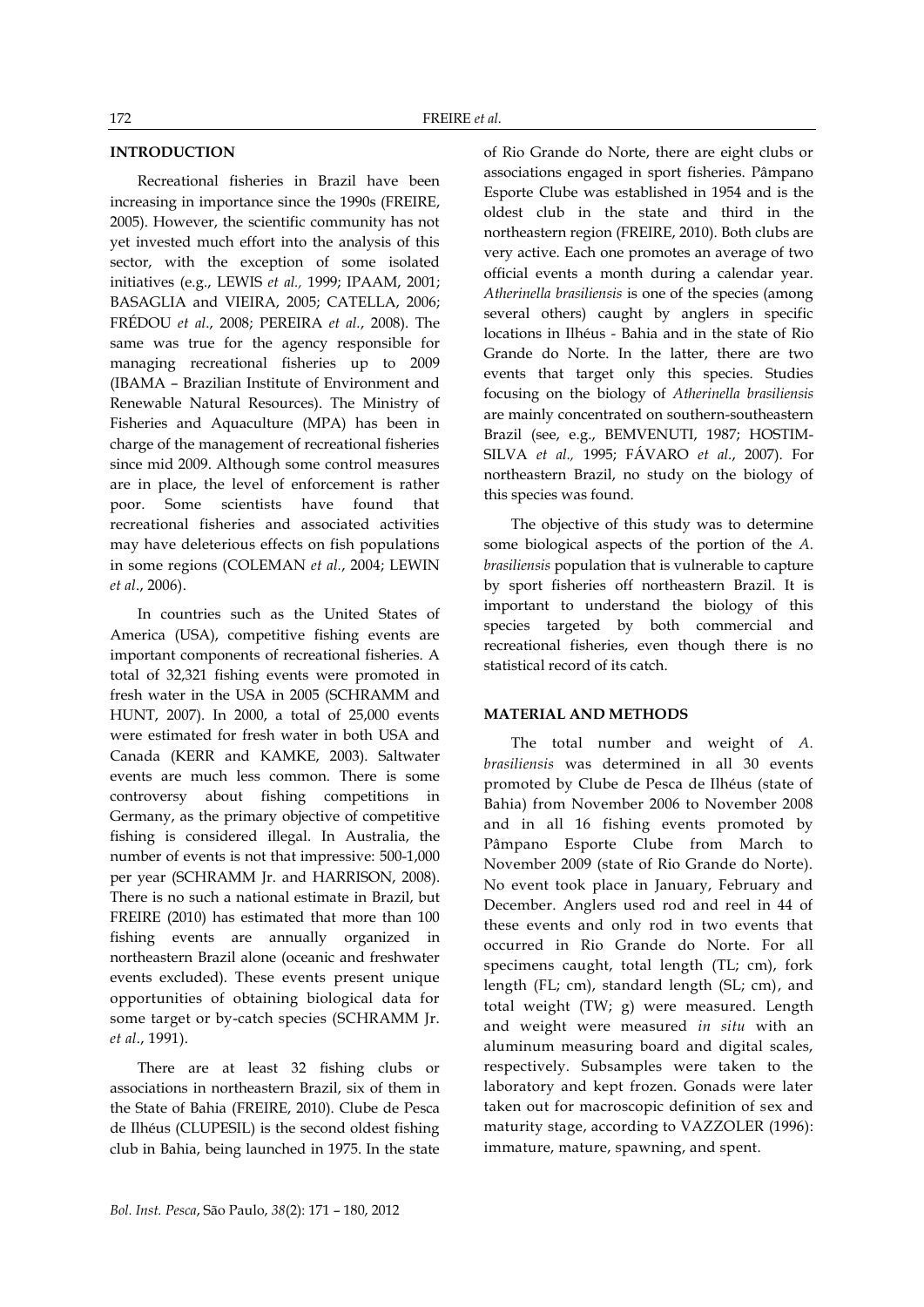## INTRODUCTION

Recreational fisheries in Brazil have been increasing in importance since the 1990s (FREIRE, 2005). However, the scientific community has not yet invested much effort into the analysis of this sector, with the exception of some isolated initiatives (e.g., LEWIS *et al.,* 1999; IPAAM, 2001; BASAGLIA and VIEIRA, 2005; CATELLA, 2006; FRÉDOU *et al.*, 2008; PEREIRA *et al.*, 2008). The same was true for the agency responsible for managing recreational fisheries up to 2009 (IBAMA – Brazilian Institute of Environment and Renewable Natural Resources). The Ministry of Fisheries and Aquaculture (MPA) has been in charge of the management of recreational fisheries since mid 2009. Although some control measures are in place, the level of enforcement is rather poor. Some scientists have found that recreational fisheries and associated activities may have deleterious effects on fish populations in some regions (COLEMAN *et al.*, 2004; LEWIN *et al*., 2006).

In countries such as the United States of America (USA), competitive fishing events are important components of recreational fisheries. A total of 32,321 fishing events were promoted in fresh water in the USA in 2005 (SCHRAMM and HUNT, 2007). In 2000, a total of 25,000 events were estimated for fresh water in both USA and Canada (KERR and KAMKE, 2003). Saltwater events are much less common. There is some controversy about fishing competitions in Germany, as the primary objective of competitive fishing is considered illegal. In Australia, the number of events is not that impressive: 500-1,000 per year (SCHRAMM Jr. and HARRISON, 2008). There is no such a national estimate in Brazil, but FREIRE (2010) has estimated that more than 100 fishing events are annually organized in northeastern Brazil alone (oceanic and freshwater events excluded). These events present unique opportunities of obtaining biological data for some target or by-catch species (SCHRAMM Jr. *et al*., 1991).

There are at least 32 fishing clubs or associations in northeastern Brazil, six of them in the State of Bahia (FREIRE, 2010). Clube de Pesca de Ilhéus (CLUPESIL) is the second oldest fishing club in Bahia, being launched in 1975. In the state of Rio Grande do Norte, there are eight clubs or associations engaged in sport fisheries. Pâmpano Esporte Clube was established in 1954 and is the oldest club in the state and third in the northeastern region (FREIRE, 2010). Both clubs are very active. Each one promotes an average of two official events a month during a calendar year. *Atherinella brasiliensis* is one of the species (among several others) caught by anglers in specific locations in Ilhéus - Bahia and in the state of Rio Grande do Norte. In the latter, there are two events that target only this species. Studies focusing on the biology of *Atherinella brasiliensis* are mainly concentrated on southern-southeastern Brazil (see, e.g., BEMVENUTI, 1987; HOSTIM-SILVA *et al.,* 1995; FÁVARO *et al.*, 2007). For northeastern Brazil, no study on the biology of this species was found.

The objective of this study was to determine some biological aspects of the portion of the *A. brasiliensis* population that is vulnerable to capture by sport fisheries off northeastern Brazil. It is important to understand the biology of this species targeted by both commercial and recreational fisheries, even though there is no statistical record of its catch.

## MATERIAL AND METHODS

The total number and weight of *A. brasiliensis* was determined in all 30 events promoted by Clube de Pesca de Ilhéus (state of Bahia) from November 2006 to November 2008 and in all 16 fishing events promoted by Pâmpano Esporte Clube from March to November 2009 (state of Rio Grande do Norte). No event took place in January, February and December. Anglers used rod and reel in 44 of these events and only rod in two events that occurred in Rio Grande do Norte. For all specimens caught, total length (TL; cm), fork length (FL; cm), standard length (SL; cm), and total weight (TW; g) were measured. Length and weight were measured *in situ* with an aluminum measuring board and digital scales, respectively. Subsamples were taken to the laboratory and kept frozen. Gonads were later taken out for macroscopic definition of sex and maturity stage, according to VAZZOLER (1996): immature, mature, spawning, and spent.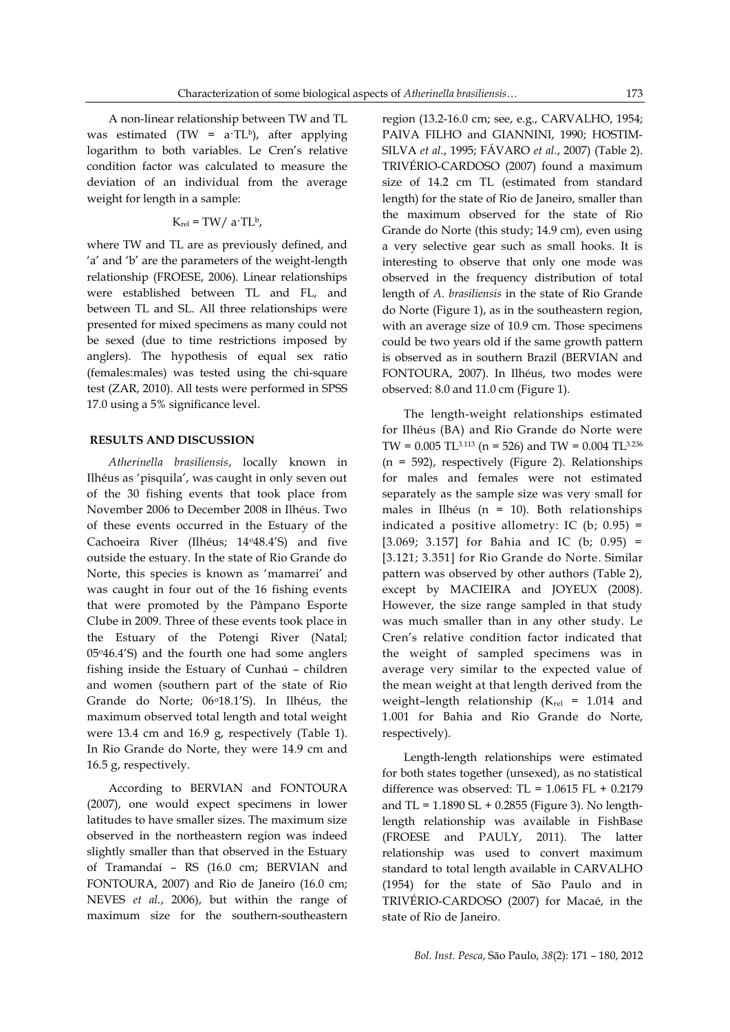A non-linear relationship between TW and TL was estimated ($TW = a \cdot TL^b$), after applying logarithm to both variables. Le Cren's relative condition factor was calculated to measure the deviation of an individual from the average weight for length in a sample:

$$K_{rel} = TW / a \cdot TL^b,$$

where TW and TL are as previously defined, and 'a' and 'b' are the parameters of the weight-length relationship (FROESE, 2006). Linear relationships were established between TL and FL, and between TL and SL. All three relationships were presented for mixed specimens as many could not be sexed (due to time restrictions imposed by anglers). The hypothesis of equal sex ratio (females:males) was tested using the chi-square test (ZAR, 2010). All tests were performed in SPSS 17.0 using a 5% significance level.

## RESULTS AND DISCUSSION

*Atherinella brasiliensis*, locally known in Ilhéus as 'pisquila', was caught in only seven out of the 30 fishing events that took place from November 2006 to December 2008 in Ilhéus. Two of these events occurred in the Estuary of the Cachoeira River (Ilhéus; 14º48.4'S) and five outside the estuary. In the state of Rio Grande do Norte, this species is known as 'mamarrei' and was caught in four out of the 16 fishing events that were promoted by the Pâmpano Esporte Clube in 2009. Three of these events took place in the Estuary of the Potengi River (Natal; 05º46.4'S) and the fourth one had some anglers fishing inside the Estuary of Cunhaú – children and women (southern part of the state of Rio Grande do Norte; 06º18.1'S). In Ilhéus, the maximum observed total length and total weight were 13.4 cm and 16.9 g, respectively (Table 1). In Rio Grande do Norte, they were 14.9 cm and 16.5 g, respectively.

According to BERVIAN and FONTOURA (2007), one would expect specimens in lower latitudes to have smaller sizes. The maximum size observed in the northeastern region was indeed slightly smaller than that observed in the Estuary of Tramandaí – RS (16.0 cm; BERVIAN and FONTOURA, 2007) and Rio de Janeiro (16.0 cm; NEVES *et al.*, 2006), but within the range of maximum size for the southern-southeastern region (13.2-16.0 cm; see, e.g., CARVALHO, 1954; PAIVA FILHO and GIANNINI, 1990; HOSTIM-SILVA *et al.*, 1995; FÁVARO *et al.*, 2007) (Table 2). TRIVÉRIO-CARDOSO (2007) found a maximum size of 14.2 cm TL (estimated from standard length) for the state of Rio de Janeiro, smaller than the maximum observed for the state of Rio Grande do Norte (this study; 14.9 cm), even using a very selective gear such as small hooks. It is interesting to observe that only one mode was observed in the frequency distribution of total length of *A. brasiliensis* in the state of Rio Grande do Norte (Figure 1), as in the southeastern region, with an average size of 10.9 cm. Those specimens could be two years old if the same growth pattern is observed as in southern Brazil (BERVIAN and FONTOURA, 2007). In Ilhéus, two modes were observed: 8.0 and 11.0 cm (Figure 1).

The length-weight relationships estimated for Ilhéus (BA) and Rio Grande do Norte were $TW = 0.005\ TL^{3.113}$ (n = 526) and $TW = 0.004\ TL^{3.236}$ (n = 592), respectively (Figure 2). Relationships for males and females were not estimated separately as the sample size was very small for males in Ilhéus (n = 10). Both relationships indicated a positive allometry: IC (b; 0.95) = [3.069; 3.157] for Bahia and IC (b; 0.95) = [3.121; 3.351] for Rio Grande do Norte. Similar pattern was observed by other authors (Table 2), except by MACIEIRA and JOYEUX (2008). However, the size range sampled in that study was much smaller than in any other study. Le Cren's relative condition factor indicated that the weight of sampled specimens was in average very similar to the expected value of the mean weight at that length derived from the weight–length relationship ($K_{rel}$ = 1.014 and 1.001 for Bahia and Rio Grande do Norte, respectively).

Length-length relationships were estimated for both states together (unsexed), as no statistical difference was observed: $TL = 1.0615\ FL + 0.2179$ and $TL = 1.1890\ SL + 0.2855$ (Figure 3). No length-length relationship was available in FishBase (FROESE and PAULY, 2011). The latter relationship was used to convert maximum standard to total length available in CARVALHO (1954) for the state of São Paulo and in TRIVÉRIO-CARDOSO (2007) for Macaé, in the state of Rio de Janeiro.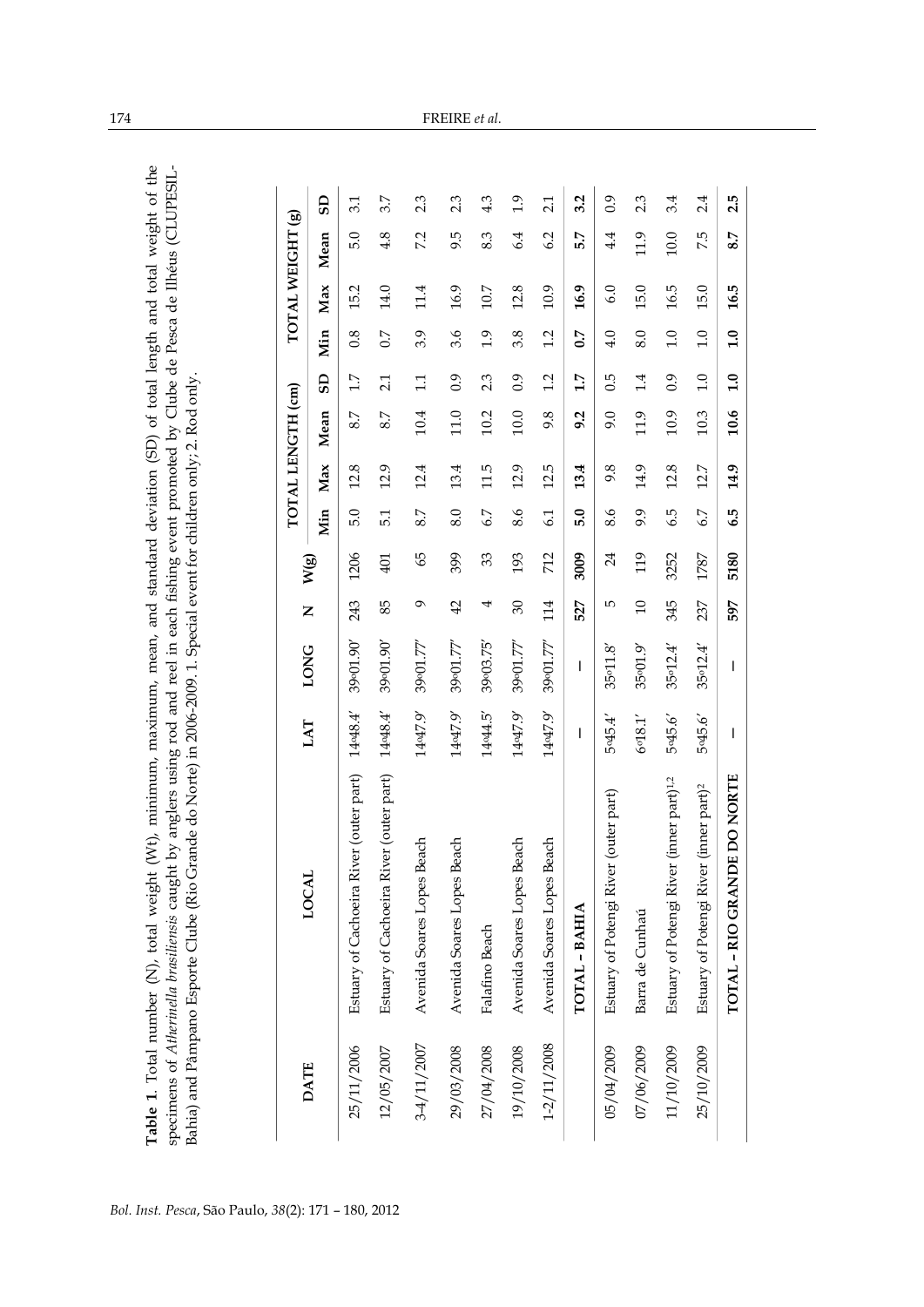**Table 1**. Total number (N), total weight (Wt), minimum, maximum, mean, and standard deviation (SD) of total length and total weight of the specimens of *Atherinella brasiliensis* caught by anglers using rod and reel in each fishing event promoted by Clube de Pesca de Ilhéus (CLUPESIL-Bahia) and Pâmpano Esporte Clube (Rio Grande do Norte) in 2006-2009. 1. Special event for children only; 2. Rod only.

| DATE | LOCAL | LAT | LONG | N | W(g) | TOTAL LENGTH (cm) | | | | TOTAL WEIGHT (g) | | | |
|---|---|---|---|---|---|---|---|---|---|---|---|---|---|
| | | | | | | Min | Max | Mean | SD | Min | Max | Mean | SD |
| 25/11/2006 | Estuary of Cachoeira River (outer part) | 14º48.4′ | 39º01.90′ | 243 | 1206 | 5.0 | 12.8 | 8.7 | 1.7 | 0.8 | 15.2 | 5.0 | 3.1 |
| 12/05/2007 | Estuary of Cachoeira River (outer part) | 14º48.4′ | 39º01.90′ | 85 | 401 | 5.1 | 12.9 | 8.7 | 2.1 | 0.7 | 14.0 | 4.8 | 3.7 |
| 3-4/11/2007 | Avenida Soares Lopes Beach | 14º47.9′ | 39º01.77′ | 9 | 65 | 8.7 | 12.4 | 10.4 | 1.1 | 3.9 | 11.4 | 7.2 | 2.3 |
| 29/03/2008 | Avenida Soares Lopes Beach | 14º47.9′ | 39º01.77′ | 42 | 399 | 8.0 | 13.4 | 11.0 | 0.9 | 3.6 | 16.9 | 9.5 | 2.3 |
| 27/04/2008 | Falafino Beach | 14º44.5′ | 39º03.75′ | 4 | 33 | 6.7 | 11.5 | 10.2 | 2.3 | 1.9 | 10.7 | 8.3 | 4.3 |
| 19/10/2008 | Avenida Soares Lopes Beach | 14º47.9′ | 39º01.77′ | 30 | 193 | 8.6 | 12.9 | 10.0 | 0.9 | 3.8 | 12.8 | 6.4 | 1.9 |
| 1-2/11/2008 | Avenida Soares Lopes Beach | 14º47.9′ | 39º01.77′ | 114 | 712 | 6.1 | 12.5 | 9.8 | 1.2 | 1.2 | 10.9 | 6.2 | 2.1 |
| | **TOTAL – BAHIA** | – | – | **527** | **3009** | **5.0** | **13.4** | **9.2** | **1.7** | **0.7** | **16.9** | **5.7** | **3.2** |
| 05/04/2009 | Estuary of Potengi River (outer part) | 5º45.4′ | 35º11.8′ | 5 | 24 | 8.6 | 9.8 | 9.0 | 0.5 | 4.0 | 6.0 | 4.4 | 0.9 |
| 07/06/2009 | Barra de Cunhaú | 6º18.1′ | 35º01.9′ | 10 | 119 | 9.9 | 14.9 | 11.9 | 1.4 | 8.0 | 15.0 | 11.9 | 2.3 |
| 11/10/2009 | Estuary of Potengi River (inner part)[1,2] | 5º45.6′ | 35º12.4′ | 345 | 3252 | 6.5 | 12.8 | 10.9 | 0.9 | 1.0 | 16.5 | 10.0 | 3.4 |
| 25/10/2009 | Estuary of Potengi River (inner part)[2] | 5º45.6′ | 35º12.4′ | 237 | 1787 | 6.7 | 12.7 | 10.3 | 1.0 | 1.0 | 15.0 | 7.5 | 2.4 |
| | **TOTAL – RIO GRANDE DO NORTE** | – | – | **597** | **5180** | **6.5** | **14.9** | **10.6** | **1.0** | **1.0** | **16.5** | **8.7** | **2.5** |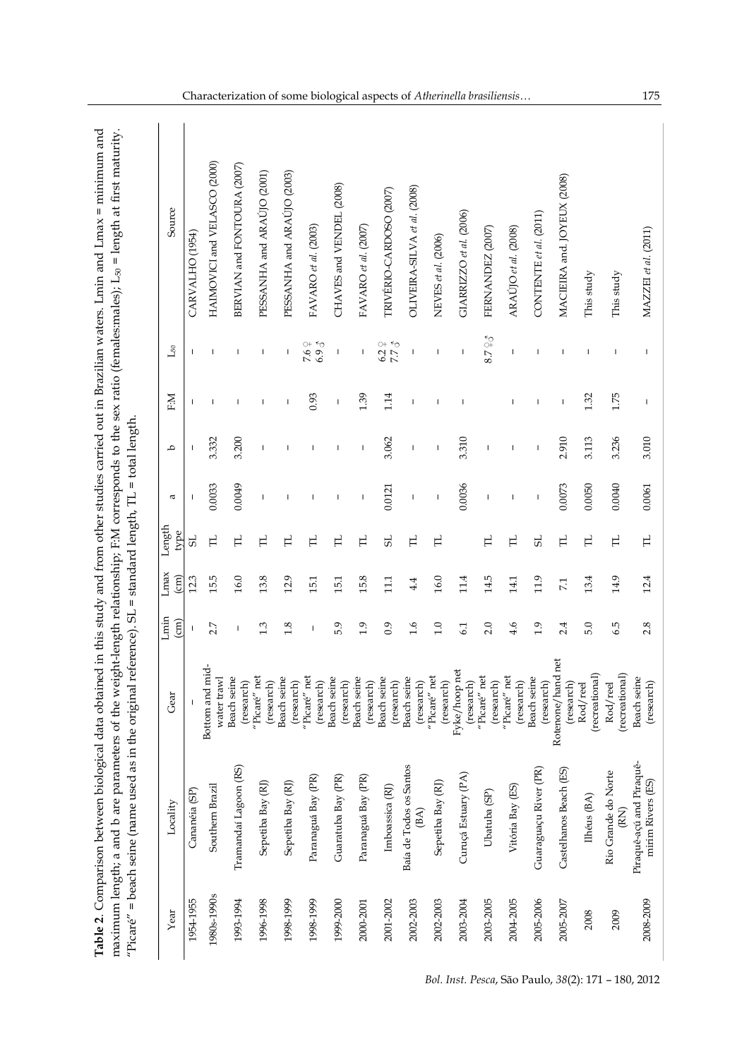**Table 2.** Comparison between biological data obtained in this study and from other studies carried out in Brazilian waters. Lmin and Lmax = minimum and maximum length; a and b are parameters of the weight-length relationship; F:M corresponds to the sex ratio (females:males); $L_{50}$ = length at first maturity. "Picaré" = beach seine (name used as in the original reference). SL = standard length, TL = total length.

| Year | Locality | Gear | Lmin (cm) | Lmax (cm) | Length type | a | b | F:M | $L_{50}$ | Source |
|---|---|---|---|---|---|---|---|---|---|---|
| 1954-1955 | Cananéia (SP) | – | – | 12.3 | SL | – | – | – | – | CARVALHO (1954) |
| 1980s-1990s | Southern Brazil | Bottom and mid-water trawl | 2.7 | 15.5 | TL | 0.0033 | 3.332 | – | – | HAIMOVICI and VELASCO (2000) |
| 1993-1994 | Tramandaí Lagoon (RS) | Beach seine (research) | – | 16.0 | TL | 0.0049 | 3.200 | – | – | BERVIAN and FONTOURA (2007) |
| 1996-1998 | Sepetiba Bay (RJ) | "Picaré" net (research) | 1.3 | 13.8 | TL | – | – | – | – | PESSANHA and ARAÚJO (2001) |
| 1998-1999 | Sepetiba Bay (RJ) | Beach seine (research) | 1.8 | 12.9 | TL | – | – | – | – | PESSANHA and ARAÚJO (2003) |
| 1998-1999 | Paranaguá Bay (PR) | "Picaré" net (research) | – | 15.1 | TL | – | – | 0.93 | 7.6 ♀ 6.9 ♂ | FAVARO *et al.* (2003) |
| 1999-2000 | Guaratuba Bay (PR) | Beach seine (research) | 5.9 | 15.1 | TL | – | – | – | – | CHAVES and VENDEL (2008) |
| 2000-2001 | Paranaguá Bay (PR) | Beach seine (research) | 1.9 | 15.8 | TL | – | – | 1.39 | – | FAVARO *et al.* (2007) |
| 2001-2002 | Imboassica (RJ) | Beach seine (research) | 0.9 | 11.1 | SL | 0.0121 | 3.062 | 1.14 | 6.2 ♀ 7.7 ♂ | TRIVÉRIO-CARDOSO (2007) |
| 2002-2003 | Baía de Todos os Santos (BA) | Beach seine (research) | 1.6 | 4.4 | TL | – | – | – | – | OLIVEIRA-SILVA *et al.* (2008) |
| 2002-2003 | Sepetiba Bay (RJ) | "Picaré" net (research) | 1.0 | 16.0 | TL | – | – | – | – | NEVES *et al.* (2006) |
| 2003-2004 | Curuçá Estuary (PA) | Fyke/hoop net (research) | 6.1 | 11.4 | | 0.0036 | 3.310 | – | – | GIARRIZZO *et al.* (2006) |
| 2003-2005 | Ubatuba (SP) | "Picaré" net (research) | 2.0 | 14.5 | TL | – | – | – | 8.7 ♀♂ | FERNANDEZ (2007) |
| 2004-2005 | Vitória Bay (ES) | "Picaré" net (research) | 4.6 | 14.1 | TL | – | – | – | – | ARAÚJO *et al.* (2008) |
| 2005-2006 | Guaraguaçu River (PR) | Beach seine (research) | 1.9 | 11.9 | SL | – | – | – | – | CONTENTE *et al.* (2011) |
| 2005-2007 | Castelhanos Beach (ES) | Rotenone/hand net (research) | 2.4 | 7.1 | TL | 0.0073 | 2.910 | – | – | MACIEIRA and JOYEUX (2008) |
| 2008 | Ilhéus (BA) | Rod/reel (recreational) | 5.0 | 13.4 | TL | 0.0050 | 3.113 | 1.32 | – | This study |
| 2009 | Rio Grande do Norte (RN) | Rod/reel (recreational) | 6.5 | 14.9 | TL | 0.0040 | 3.236 | 1.75 | – | This study |
| 2008-2009 | Piraquê-açú and Piraquê-mirim Rivers (ES) | Beach seine (research) | 2.8 | 12.4 | TL | 0.0061 | 3.010 | – | – | MAZZEI *et al.* (2011) |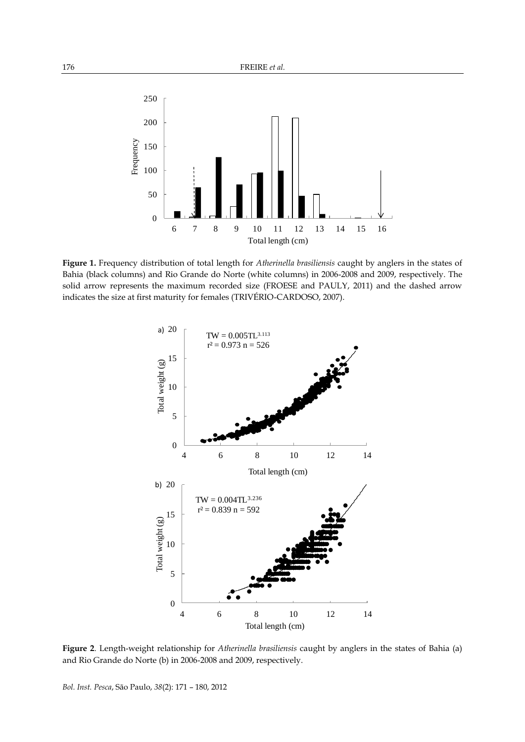**Figure 1.** Frequency distribution of total length for *Atherinella brasiliensis* caught by anglers in the states of Bahia (black columns) and Rio Grande do Norte (white columns) in 2006-2008 and 2009, respectively. The solid arrow represents the maximum recorded size (FROESE and PAULY, 2011) and the dashed arrow indicates the size at first maturity for females (TRIVÉRIO-CARDOSO, 2007).

**Figure 2**. Length-weight relationship for *Atherinella brasiliensis* caught by anglers in the states of Bahia (a) and Rio Grande do Norte (b) in 2006-2008 and 2009, respectively.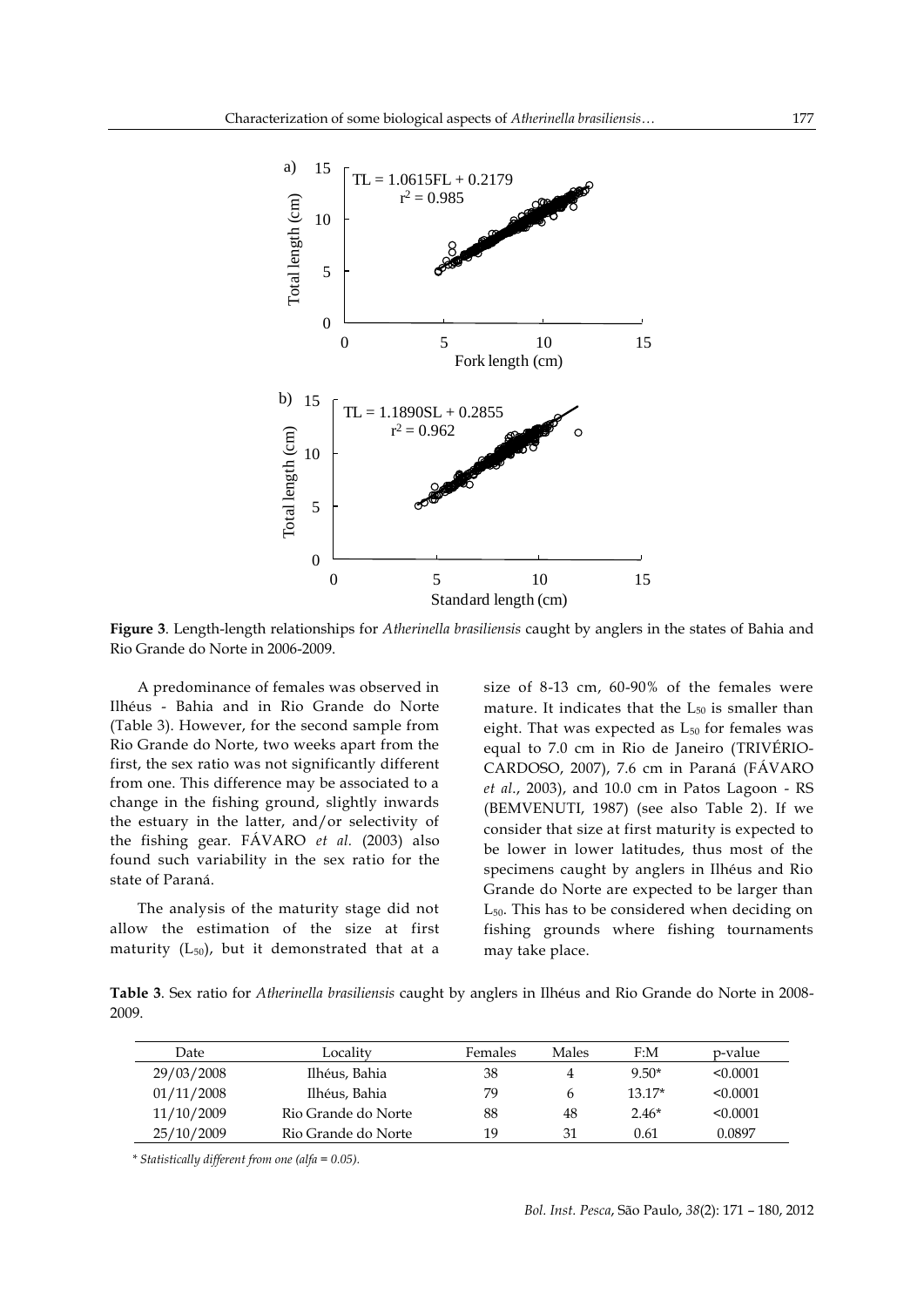**Figure 3**. Length-length relationships for *Atherinella brasiliensis* caught by anglers in the states of Bahia and Rio Grande do Norte in 2006-2009.

A predominance of females was observed in Ilhéus - Bahia and in Rio Grande do Norte (Table 3). However, for the second sample from Rio Grande do Norte, two weeks apart from the first, the sex ratio was not significantly different from one. This difference may be associated to a change in the fishing ground, slightly inwards the estuary in the latter, and/or selectivity of the fishing gear. FÁVARO *et al.* (2003) also found such variability in the sex ratio for the state of Paraná.

The analysis of the maturity stage did not allow the estimation of the size at first maturity ($L_{50}$), but it demonstrated that at a size of 8-13 cm, 60-90% of the females were mature. It indicates that the $L_{50}$ is smaller than eight. That was expected as $L_{50}$ for females was equal to 7.0 cm in Rio de Janeiro (TRIVÉRIO-CARDOSO, 2007), 7.6 cm in Paraná (FÁVARO *et al.*, 2003), and 10.0 cm in Patos Lagoon - RS (BEMVENUTI, 1987) (see also Table 2). If we consider that size at first maturity is expected to be lower in lower latitudes, thus most of the specimens caught by anglers in Ilhéus and Rio Grande do Norte are expected to be larger than $L_{50}$. This has to be considered when deciding on fishing grounds where fishing tournaments may take place.

**Table 3**. Sex ratio for *Atherinella brasiliensis* caught by anglers in Ilhéus and Rio Grande do Norte in 2008-2009.

| Date | Locality | Females | Males | F:M | p-value |
|---|---|---|---|---|---|
| 29/03/2008 | Ilhéus, Bahia | 38 | 4 | 9.50* | <0.0001 |
| 01/11/2008 | Ilhéus, Bahia | 79 | 6 | 13.17* | <0.0001 |
| 11/10/2009 | Rio Grande do Norte | 88 | 48 | 2.46* | <0.0001 |
| 25/10/2009 | Rio Grande do Norte | 19 | 31 | 0.61 | 0.0897 |

* *Statistically different from one (alfa = 0.05).*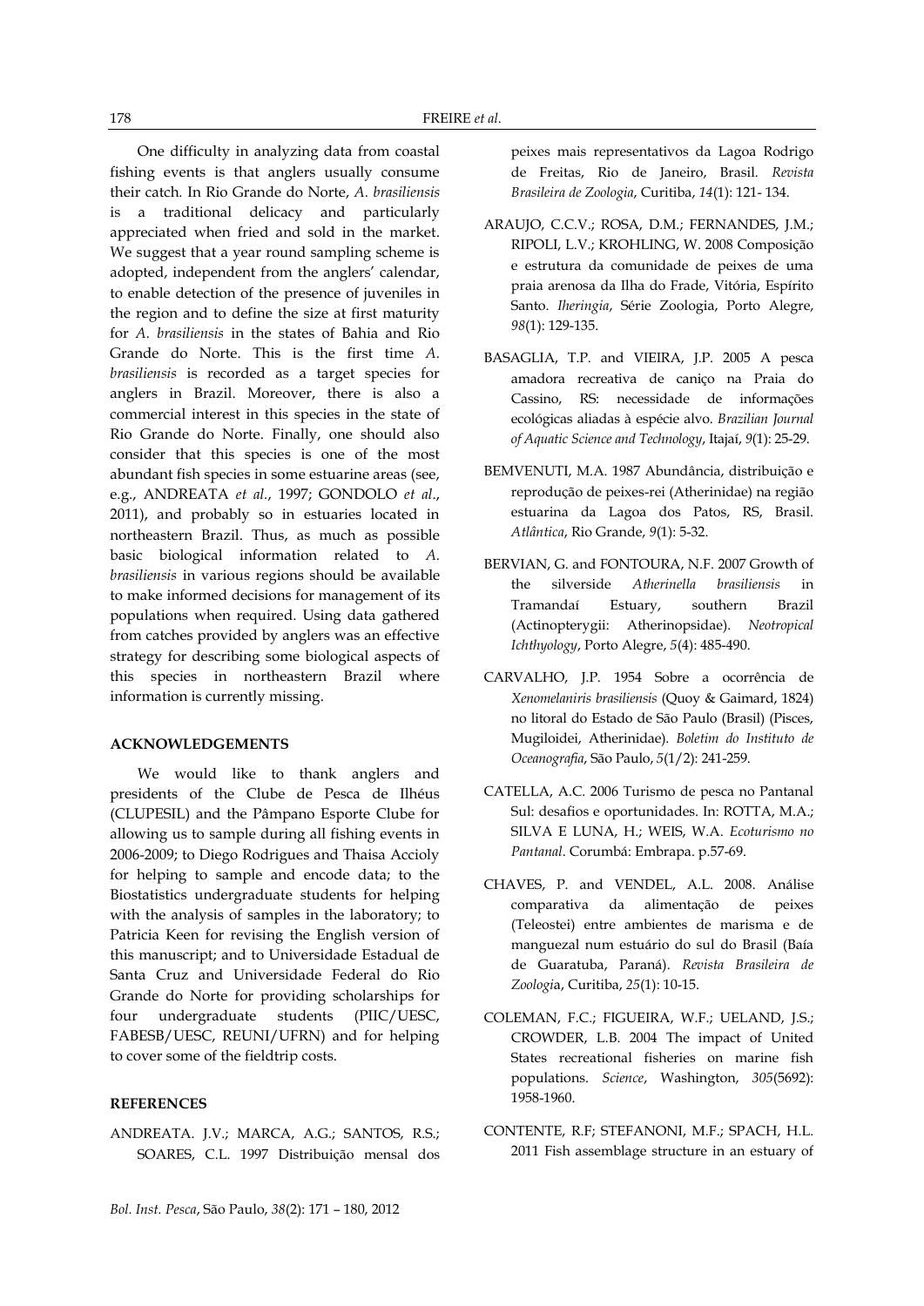One difficulty in analyzing data from coastal fishing events is that anglers usually consume their catch. In Rio Grande do Norte, *A. brasiliensis* is a traditional delicacy and particularly appreciated when fried and sold in the market. We suggest that a year round sampling scheme is adopted, independent from the anglers' calendar, to enable detection of the presence of juveniles in the region and to define the size at first maturity for *A. brasiliensis* in the states of Bahia and Rio Grande do Norte. This is the first time *A. brasiliensis* is recorded as a target species for anglers in Brazil. Moreover, there is also a commercial interest in this species in the state of Rio Grande do Norte. Finally, one should also consider that this species is one of the most abundant fish species in some estuarine areas (see, e.g., ANDREATA *et al.*, 1997; GONDOLO *et al*., 2011), and probably so in estuaries located in northeastern Brazil. Thus, as much as possible basic biological information related to *A. brasiliensis* in various regions should be available to make informed decisions for management of its populations when required. Using data gathered from catches provided by anglers was an effective strategy for describing some biological aspects of this species in northeastern Brazil where information is currently missing.

## ACKNOWLEDGEMENTS

We would like to thank anglers and presidents of the Clube de Pesca de Ilhéus (CLUPESIL) and the Pâmpano Esporte Clube for allowing us to sample during all fishing events in 2006-2009; to Diego Rodrigues and Thaisa Accioly for helping to sample and encode data; to the Biostatistics undergraduate students for helping with the analysis of samples in the laboratory; to Patricia Keen for revising the English version of this manuscript; and to Universidade Estadual de Santa Cruz and Universidade Federal do Rio Grande do Norte for providing scholarships for four undergraduate students (PIIC/UESC, FABESB/UESC, REUNI/UFRN) and for helping to cover some of the fieldtrip costs.

## REFERENCES

ANDREATA. J.V.; MARCA, A.G.; SANTOS, R.S.; SOARES, C.L. 1997 Distribuição mensal dos peixes mais representativos da Lagoa Rodrigo de Freitas, Rio de Janeiro, Brasil. *Revista Brasileira de Zoologia*, Curitiba, *14*(1): 121- 134.

ARAUJO, C.C.V.; ROSA, D.M.; FERNANDES, J.M.; RIPOLI, L.V.; KROHLING, W. 2008 Composição e estrutura da comunidade de peixes de uma praia arenosa da Ilha do Frade, Vitória, Espírito Santo. *Iheringia*, Série Zoologia, Porto Alegre, *98*(1): 129-135.

BASAGLIA, T.P. and VIEIRA, J.P. 2005 A pesca amadora recreativa de caniço na Praia do Cassino, RS: necessidade de informações ecológicas aliadas à espécie alvo. *Brazilian Journal of Aquatic Science and Technology*, Itajaí, *9*(1): 25-29.

BEMVENUTI, M.A. 1987 Abundância, distribuição e reprodução de peixes-rei (Atherinidae) na região estuarina da Lagoa dos Patos, RS, Brasil. *Atlântica*, Rio Grande, *9*(1): 5-32.

BERVIAN, G. and FONTOURA, N.F. 2007 Growth of the silverside *Atherinella brasiliensis* in Tramandaí Estuary, southern Brazil (Actinopterygii: Atherinopsidae). *Neotropical Ichthyology*, Porto Alegre, *5*(4): 485-490.

CARVALHO, J.P. 1954 Sobre a ocorrência de *Xenomelaniris brasiliensis* (Quoy & Gaimard, 1824) no litoral do Estado de São Paulo (Brasil) (Pisces, Mugiloidei, Atherinidae). *Boletim do Instituto de Oceanografia*, São Paulo, *5*(1/2): 241-259.

CATELLA, A.C. 2006 Turismo de pesca no Pantanal Sul: desafios e oportunidades. In: ROTTA, M.A.; SILVA E LUNA, H.; WEIS, W.A. *Ecoturismo no Pantanal*. Corumbá: Embrapa. p.57-69.

CHAVES, P. and VENDEL, A.L. 2008. Análise comparativa da alimentação de peixes (Teleostei) entre ambientes de marisma e de manguezal num estuário do sul do Brasil (Baía de Guaratuba, Paraná). *Revista Brasileira de Zoologi*a, Curitiba, *25*(1): 10-15.

COLEMAN, F.C.; FIGUEIRA, W.F.; UELAND, J.S.; CROWDER, L.B. 2004 The impact of United States recreational fisheries on marine fish populations. *Science*, Washington, *305*(5692): 1958-1960.

CONTENTE, R.F; STEFANONI, M.F.; SPACH, H.L. 2011 Fish assemblage structure in an estuary of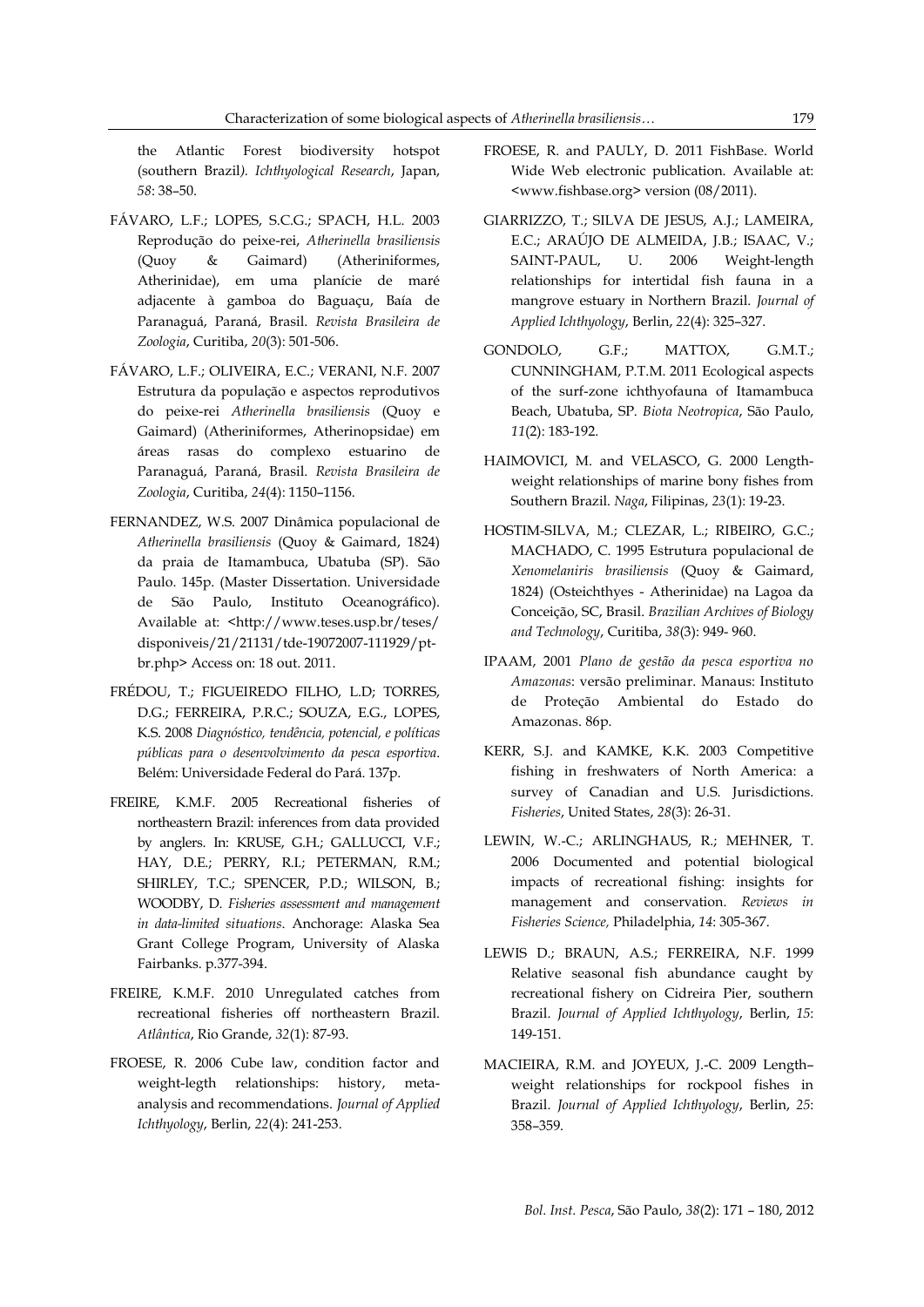the Atlantic Forest biodiversity hotspot (southern Brazil*). Ichthyological Research*, Japan, *58*: 38–50.

FÁVARO, L.F.; LOPES, S.C.G.; SPACH, H.L. 2003 Reprodução do peixe-rei, *Atherinella brasiliensis* (Quoy & Gaimard) (Atheriniformes, Atherinidae), em uma planície de maré adjacente à gamboa do Baguaçu, Baía de Paranaguá, Paraná, Brasil. *Revista Brasileira de Zoologia*, Curitiba, *20*(3): 501-506.

FÁVARO, L.F.; OLIVEIRA, E.C.; VERANI, N.F. 2007 Estrutura da população e aspectos reprodutivos do peixe-rei *Atherinella brasiliensis* (Quoy e Gaimard) (Atheriniformes, Atherinopsidae) em áreas rasas do complexo estuarino de Paranaguá, Paraná, Brasil. *Revista Brasileira de Zoologia*, Curitiba, *24*(4): 1150–1156.

FERNANDEZ, W.S. 2007 Dinâmica populacional de *Atherinella brasiliensis* (Quoy & Gaimard, 1824) da praia de Itamambuca, Ubatuba (SP). São Paulo. 145p. (Master Dissertation. Universidade de São Paulo, Instituto Oceanográfico). Available at: <http://www.teses.usp.br/teses/disponiveis/21/21131/tde-19072007-111929/pt-br.php> Access on: 18 out. 2011.

FRÉDOU, T.; FIGUEIREDO FILHO, L.D; TORRES, D.G.; FERREIRA, P.R.C.; SOUZA, E.G., LOPES, K.S. 2008 *Diagnóstico, tendência, potencial, e políticas públicas para o desenvolvimento da pesca esportiva*. Belém: Universidade Federal do Pará. 137p.

FREIRE, K.M.F. 2005 Recreational fisheries of northeastern Brazil: inferences from data provided by anglers. In: KRUSE, G.H.; GALLUCCI, V.F.; HAY, D.E.; PERRY, R.I.; PETERMAN, R.M.; SHIRLEY, T.C.; SPENCER, P.D.; WILSON, B.; WOODBY, D. *Fisheries assessment and management in data-limited situations*. Anchorage: Alaska Sea Grant College Program, University of Alaska Fairbanks. p.377-394.

FREIRE, K.M.F. 2010 Unregulated catches from recreational fisheries off northeastern Brazil. *Atlântica*, Rio Grande, *32*(1): 87-93.

FROESE, R. 2006 Cube law, condition factor and weight-legth relationships: history, meta-analysis and recommendations. *Journal of Applied Ichthyology*, Berlin, *22*(4): 241-253.

FROESE, R. and PAULY, D. 2011 FishBase. World Wide Web electronic publication. Available at: <www.fishbase.org> version (08/2011).

GIARRIZZO, T.; SILVA DE JESUS, A.J.; LAMEIRA, E.C.; ARAÚJO DE ALMEIDA, J.B.; ISAAC, V.; SAINT-PAUL, U. 2006 Weight-length relationships for intertidal fish fauna in a mangrove estuary in Northern Brazil. *Journal of Applied Ichthyology*, Berlin, *22*(4): 325–327.

GONDOLO, G.F.; MATTOX, G.M.T.; CUNNINGHAM, P.T.M. 2011 Ecological aspects of the surf-zone ichthyofauna of Itamambuca Beach, Ubatuba, SP. *Biota Neotropica*, São Paulo, *11*(2): 183-192.

HAIMOVICI, M. and VELASCO, G. 2000 Length-weight relationships of marine bony fishes from Southern Brazil. *Naga*, Filipinas, *23*(1): 19-23.

HOSTIM-SILVA, M.; CLEZAR, L.; RIBEIRO, G.C.; MACHADO, C. 1995 Estrutura populacional de *Xenomelaniris brasiliensis* (Quoy & Gaimard, 1824) (Osteichthyes - Atherinidae) na Lagoa da Conceição, SC, Brasil. *Brazilian Archives of Biology and Technology*, Curitiba, *38*(3): 949- 960.

IPAAM, 2001 *Plano de gestão da pesca esportiva no Amazonas*: versão preliminar. Manaus: Instituto de Proteção Ambiental do Estado do Amazonas. 86p.

KERR, S.J. and KAMKE, K.K. 2003 Competitive fishing in freshwaters of North America: a survey of Canadian and U.S. Jurisdictions. *Fisheries*, United States, *28*(3): 26-31.

LEWIN, W.-C.; ARLINGHAUS, R.; MEHNER, T. 2006 Documented and potential biological impacts of recreational fishing: insights for management and conservation. *Reviews in Fisheries Science,* Philadelphia, *14*: 305-367.

LEWIS D.; BRAUN, A.S.; FERREIRA, N.F. 1999 Relative seasonal fish abundance caught by recreational fishery on Cidreira Pier, southern Brazil. *Journal of Applied Ichthyology*, Berlin, *15*: 149-151.

MACIEIRA, R.M. and JOYEUX, J.-C. 2009 Length–weight relationships for rockpool fishes in Brazil. *Journal of Applied Ichthyology*, Berlin, *25*: 358–359.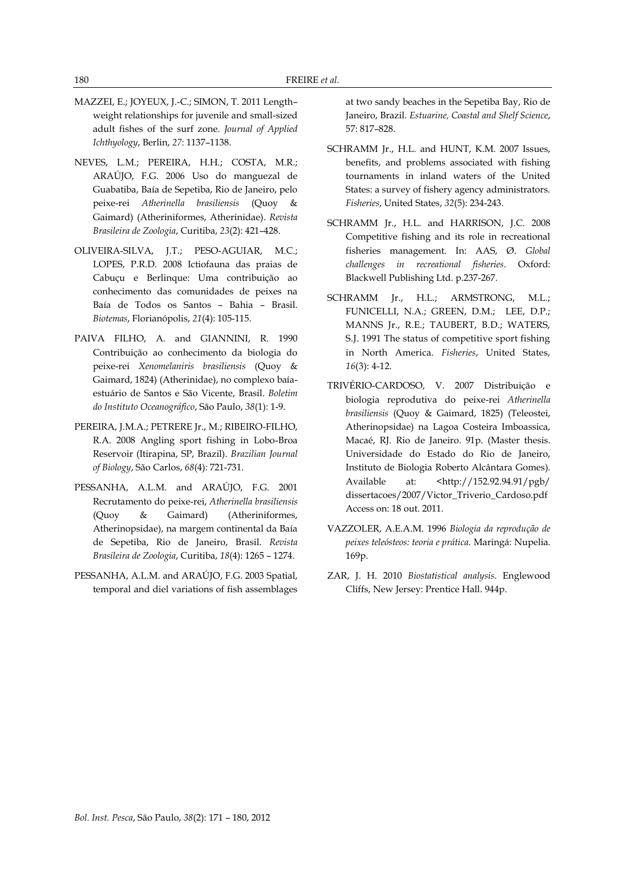MAZZEI, E.; JOYEUX, J.-C.; SIMON, T. 2011 Length–weight relationships for juvenile and small-sized adult fishes of the surf zone. *Journal of Applied Ichthyology*, Berlin, *27*: 1137–1138.

NEVES, L.M.; PEREIRA, H.H.; COSTA, M.R.; ARAÚJO, F.G. 2006 Uso do manguezal de Guabatiba, Baía de Sepetiba, Rio de Janeiro, pelo peixe-rei *Atherinella brasiliensis* (Quoy & Gaimard) (Atheriniformes, Atherinidae). *Revista Brasileira de Zoologia*, Curitiba, *23*(2): 421–428.

OLIVEIRA-SILVA, J.T.; PESO-AGUIAR, M.C.; LOPES, P.R.D. 2008 Ictiofauna das praias de Cabuçu e Berlinque: Uma contribuição ao conhecimento das comunidades de peixes na Baía de Todos os Santos – Bahia – Brasil. *Biotemas*, Florianópolis, *21*(4): 105-115.

PAIVA FILHO, A. and GIANNINI, R. 1990 Contribuição ao conhecimento da biologia do peixe-rei *Xenomelaniris brasiliensis* (Quoy & Gaimard, 1824) (Atherinidae), no complexo baía-estuário de Santos e São Vicente, Brasil. *Boletim do Instituto Oceanográfico*, São Paulo, *38*(1): 1-9.

PEREIRA, J.M.A.; PETRERE Jr., M.; RIBEIRO-FILHO, R.A. 2008 Angling sport fishing in Lobo-Broa Reservoir (Itirapina, SP, Brazil). *Brazilian Journal of Biology*, São Carlos, *68*(4): 721-731.

PESSANHA, A.L.M. and ARAÚJO, F.G. 2001 Recrutamento do peixe-rei, *Atherinella brasiliensis* (Quoy & Gaimard) (Atheriniformes, Atherinopsidae), na margem continental da Baía de Sepetiba, Rio de Janeiro, Brasil. *Revista Brasileira de Zoologia*, Curitiba, *18*(4): 1265 – 1274.

PESSANHA, A.L.M. and ARAÚJO, F.G. 2003 Spatial, temporal and diel variations of fish assemblages at two sandy beaches in the Sepetiba Bay, Rio de Janeiro, Brazil. *Estuarine, Coastal and Shelf Science*, 57: 817–828.

SCHRAMM Jr., H.L. and HUNT, K.M. 2007 Issues, benefits, and problems associated with fishing tournaments in inland waters of the United States: a survey of fishery agency administrators. *Fisheries*, United States, *32*(5): 234-243.

SCHRAMM Jr., H.L. and HARRISON, J.C. 2008 Competitive fishing and its role in recreational fisheries management. In: AAS, Ø. *Global challenges in recreational fisheries*. Oxford: Blackwell Publishing Ltd. p.237-267.

SCHRAMM Jr., H.L.; ARMSTRONG, M.L.; FUNICELLI, N.A.; GREEN, D.M.; LEE, D.P.; MANNS Jr., R.E.; TAUBERT, B.D.; WATERS, S.J. 1991 The status of competitive sport fishing in North America. *Fisheries*, United States, *16*(3): 4-12.

TRIVÉRIO-CARDOSO, V. 2007 Distribuição e biologia reprodutiva do peixe-rei *Atherinella brasiliensis* (Quoy & Gaimard, 1825) (Teleostei, Atherinopsidae) na Lagoa Costeira Imboassica, Macaé, RJ. Rio de Janeiro. 91p. (Master thesis. Universidade do Estado do Rio de Janeiro, Instituto de Biologia Roberto Alcântara Gomes). Available at: <http://152.92.94.91/pgb/dissertacoes/2007/Victor_Triverio_Cardoso.pdf Access on: 18 out. 2011.

VAZZOLER, A.E.A.M. 1996 *Biologia da reprodução de peixes teleósteos: teoria e prática.* Maringá: Nupelia. 169p.

ZAR, J. H. 2010 *Biostatistical analysis*. Englewood Cliffs, New Jersey: Prentice Hall. 944p.